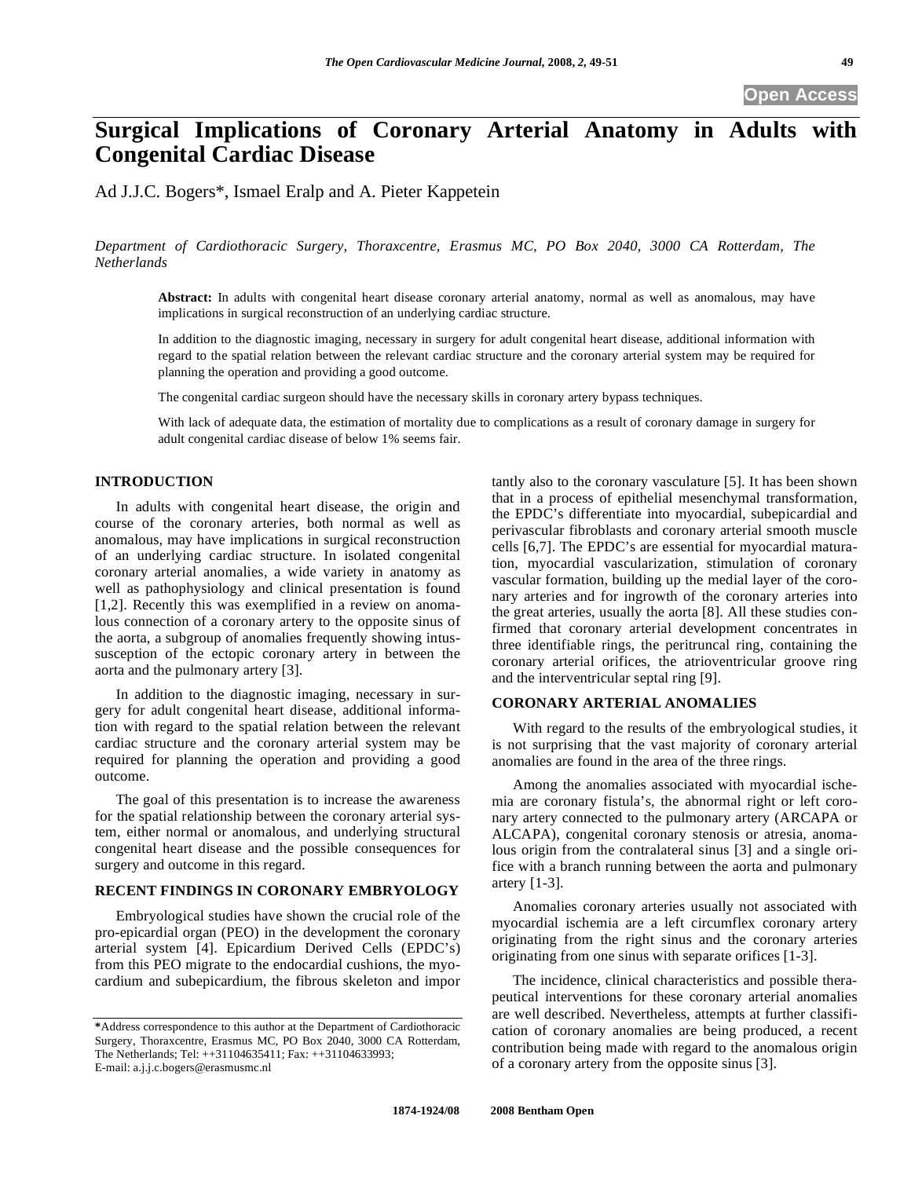Open Access

# Surgical Implications of Coronary Arterial Anatomy in Adults with Congenital Cardiac Disease

Ad J.J.C. Bogers*, Ismael Eralp and A. Pieter Kappetein

*Department of Cardiothoracic Surgery, Thoraxcentre, Erasmus MC, PO Box 2040, 3000 CA Rotterdam, The Netherlands*

**Abstract:** In adults with congenital heart disease coronary arterial anatomy, normal as well as anomalous, may have implications in surgical reconstruction of an underlying cardiac structure.

In addition to the diagnostic imaging, necessary in surgery for adult congenital heart disease, additional information with regard to the spatial relation between the relevant cardiac structure and the coronary arterial system may be required for planning the operation and providing a good outcome.

The congenital cardiac surgeon should have the necessary skills in coronary artery bypass techniques.

With lack of adequate data, the estimation of mortality due to complications as a result of coronary damage in surgery for adult congenital cardiac disease of below 1% seems fair.

## INTRODUCTION

In adults with congenital heart disease, the origin and course of the coronary arteries, both normal as well as anomalous, may have implications in surgical reconstruction of an underlying cardiac structure. In isolated congenital coronary arterial anomalies, a wide variety in anatomy as well as pathophysiology and clinical presentation is found [1,2]. Recently this was exemplified in a review on anomalous connection of a coronary artery to the opposite sinus of the aorta, a subgroup of anomalies frequently showing intussusception of the ectopic coronary artery in between the aorta and the pulmonary artery [3].

In addition to the diagnostic imaging, necessary in surgery for adult congenital heart disease, additional information with regard to the spatial relation between the relevant cardiac structure and the coronary arterial system may be required for planning the operation and providing a good outcome.

The goal of this presentation is to increase the awareness for the spatial relationship between the coronary arterial system, either normal or anomalous, and underlying structural congenital heart disease and the possible consequences for surgery and outcome in this regard.

## RECENT FINDINGS IN CORONARY EMBRYOLOGY

Embryological studies have shown the crucial role of the pro-epicardial organ (PEO) in the development the coronary arterial system [4]. Epicardium Derived Cells (EPDC's) from this PEO migrate to the endocardial cushions, the myocardium and subepicardium, the fibrous skeleton and importantly also to the coronary vasculature [5]. It has been shown that in a process of epithelial mesenchymal transformation, the EPDC's differentiate into myocardial, subepicardial and perivascular fibroblasts and coronary arterial smooth muscle cells [6,7]. The EPDC's are essential for myocardial maturation, myocardial vascularization, stimulation of coronary vascular formation, building up the medial layer of the coronary arteries and for ingrowth of the coronary arteries into the great arteries, usually the aorta [8]. All these studies confirmed that coronary arterial development concentrates in three identifiable rings, the peritruncal ring, containing the coronary arterial orifices, the atrioventricular groove ring and the interventricular septal ring [9].

## CORONARY ARTERIAL ANOMALIES

With regard to the results of the embryological studies, it is not surprising that the vast majority of coronary arterial anomalies are found in the area of the three rings.

Among the anomalies associated with myocardial ischemia are coronary fistula's, the abnormal right or left coronary artery connected to the pulmonary artery (ARCAPA or ALCAPA), congenital coronary stenosis or atresia, anomalous origin from the contralateral sinus [3] and a single orifice with a branch running between the aorta and pulmonary artery [1-3].

Anomalies coronary arteries usually not associated with myocardial ischemia are a left circumflex coronary artery originating from the right sinus and the coronary arteries originating from one sinus with separate orifices [1-3].

The incidence, clinical characteristics and possible therapeutical interventions for these coronary arterial anomalies are well described. Nevertheless, attempts at further classification of coronary anomalies are being produced, a recent contribution being made with regard to the anomalous origin of a coronary artery from the opposite sinus [3].

*Address correspondence to this author at the Department of Cardiothoracic Surgery, Thoraxcentre, Erasmus MC, PO Box 2040, 3000 CA Rotterdam, The Netherlands; Tel: ++31104635411; Fax: ++31104633993; E-mail: a.j.j.c.bogers@erasmusmc.nl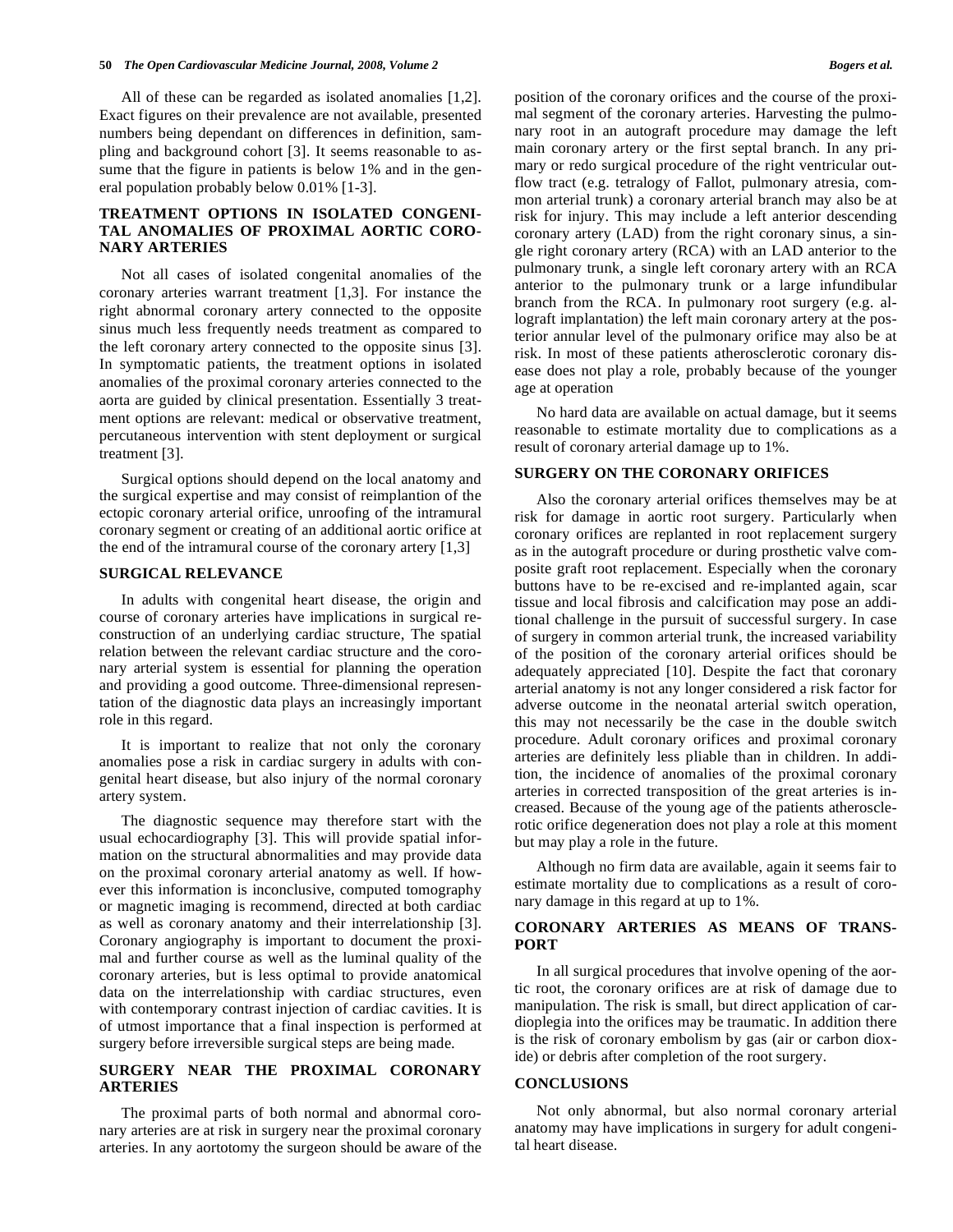All of these can be regarded as isolated anomalies [1,2]. Exact figures on their prevalence are not available, presented numbers being dependant on differences in definition, sampling and background cohort [3]. It seems reasonable to assume that the figure in patients is below 1% and in the general population probably below 0.01% [1-3].

## TREATMENT OPTIONS IN ISOLATED CONGENITAL ANOMALIES OF PROXIMAL AORTIC CORONARY ARTERIES

Not all cases of isolated congenital anomalies of the coronary arteries warrant treatment [1,3]. For instance the right abnormal coronary artery connected to the opposite sinus much less frequently needs treatment as compared to the left coronary artery connected to the opposite sinus [3]. In symptomatic patients, the treatment options in isolated anomalies of the proximal coronary arteries connected to the aorta are guided by clinical presentation. Essentially 3 treatment options are relevant: medical or observative treatment, percutaneous intervention with stent deployment or surgical treatment [3].

Surgical options should depend on the local anatomy and the surgical expertise and may consist of reimplantion of the ectopic coronary arterial orifice, unroofing of the intramural coronary segment or creating of an additional aortic orifice at the end of the intramural course of the coronary artery [1,3]

## SURGICAL RELEVANCE

In adults with congenital heart disease, the origin and course of coronary arteries have implications in surgical reconstruction of an underlying cardiac structure, The spatial relation between the relevant cardiac structure and the coronary arterial system is essential for planning the operation and providing a good outcome. Three-dimensional representation of the diagnostic data plays an increasingly important role in this regard.

It is important to realize that not only the coronary anomalies pose a risk in cardiac surgery in adults with congenital heart disease, but also injury of the normal coronary artery system.

The diagnostic sequence may therefore start with the usual echocardiography [3]. This will provide spatial information on the structural abnormalities and may provide data on the proximal coronary arterial anatomy as well. If however this information is inconclusive, computed tomography or magnetic imaging is recommend, directed at both cardiac as well as coronary anatomy and their interrelationship [3]. Coronary angiography is important to document the proximal and further course as well as the luminal quality of the coronary arteries, but is less optimal to provide anatomical data on the interrelationship with cardiac structures, even with contemporary contrast injection of cardiac cavities. It is of utmost importance that a final inspection is performed at surgery before irreversible surgical steps are being made.

## SURGERY NEAR THE PROXIMAL CORONARY ARTERIES

The proximal parts of both normal and abnormal coronary arteries are at risk in surgery near the proximal coronary arteries. In any aortotomy the surgeon should be aware of the position of the coronary orifices and the course of the proximal segment of the coronary arteries. Harvesting the pulmonary root in an autograft procedure may damage the left main coronary artery or the first septal branch. In any primary or redo surgical procedure of the right ventricular outflow tract (e.g. tetralogy of Fallot, pulmonary atresia, common arterial trunk) a coronary arterial branch may also be at risk for injury. This may include a left anterior descending coronary artery (LAD) from the right coronary sinus, a single right coronary artery (RCA) with an LAD anterior to the pulmonary trunk, a single left coronary artery with an RCA anterior to the pulmonary trunk or a large infundibular branch from the RCA. In pulmonary root surgery (e.g. allograft implantation) the left main coronary artery at the posterior annular level of the pulmonary orifice may also be at risk. In most of these patients atherosclerotic coronary disease does not play a role, probably because of the younger age at operation

No hard data are available on actual damage, but it seems reasonable to estimate mortality due to complications as a result of coronary arterial damage up to 1%.

## SURGERY ON THE CORONARY ORIFICES

Also the coronary arterial orifices themselves may be at risk for damage in aortic root surgery. Particularly when coronary orifices are replanted in root replacement surgery as in the autograft procedure or during prosthetic valve composite graft root replacement. Especially when the coronary buttons have to be re-excised and re-implanted again, scar tissue and local fibrosis and calcification may pose an additional challenge in the pursuit of successful surgery. In case of surgery in common arterial trunk, the increased variability of the position of the coronary arterial orifices should be adequately appreciated [10]. Despite the fact that coronary arterial anatomy is not any longer considered a risk factor for adverse outcome in the neonatal arterial switch operation, this may not necessarily be the case in the double switch procedure. Adult coronary orifices and proximal coronary arteries are definitely less pliable than in children. In addition, the incidence of anomalies of the proximal coronary arteries in corrected transposition of the great arteries is increased. Because of the young age of the patients atherosclerotic orifice degeneration does not play a role at this moment but may play a role in the future.

Although no firm data are available, again it seems fair to estimate mortality due to complications as a result of coronary damage in this regard at up to 1%.

## CORONARY ARTERIES AS MEANS OF TRANSPORT

In all surgical procedures that involve opening of the aortic root, the coronary orifices are at risk of damage due to manipulation. The risk is small, but direct application of cardioplegia into the orifices may be traumatic. In addition there is the risk of coronary embolism by gas (air or carbon dioxide) or debris after completion of the root surgery.

## CONCLUSIONS

Not only abnormal, but also normal coronary arterial anatomy may have implications in surgery for adult congenital heart disease.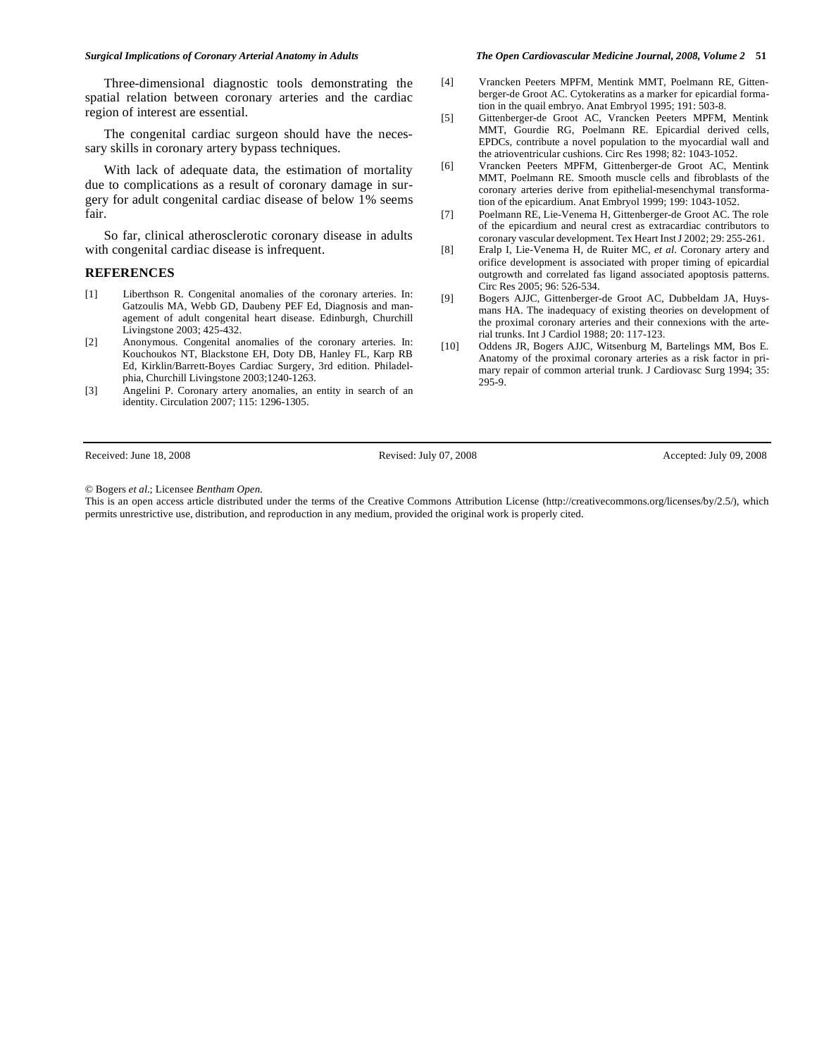Three-dimensional diagnostic tools demonstrating the spatial relation between coronary arteries and the cardiac region of interest are essential.

The congenital cardiac surgeon should have the necessary skills in coronary artery bypass techniques.

With lack of adequate data, the estimation of mortality due to complications as a result of coronary damage in surgery for adult congenital cardiac disease of below 1% seems fair.

So far, clinical atherosclerotic coronary disease in adults with congenital cardiac disease is infrequent.

## REFERENCES

[1] Liberthson R. Congenital anomalies of the coronary arteries. In: Gatzoulis MA, Webb GD, Daubeny PEF Ed, Diagnosis and management of adult congenital heart disease. Edinburgh, Churchill Livingstone 2003; 425-432.

[2] Anonymous. Congenital anomalies of the coronary arteries. In: Kouchoukos NT, Blackstone EH, Doty DB, Hanley FL, Karp RB Ed, Kirklin/Barrett-Boyes Cardiac Surgery, 3rd edition. Philadelphia, Churchill Livingstone 2003;1240-1263.

[3] Angelini P. Coronary artery anomalies, an entity in search of an identity. Circulation 2007; 115: 1296-1305.

[4] Vrancken Peeters MPFM, Mentink MMT, Poelmann RE, Gittenberger-de Groot AC. Cytokeratins as a marker for epicardial formation in the quail embryo. Anat Embryol 1995; 191: 503-8.

[5] Gittenberger-de Groot AC, Vrancken Peeters MPFM, Mentink MMT, Gourdie RG, Poelmann RE. Epicardial derived cells, EPDCs, contribute a novel population to the myocardial wall and the atrioventricular cushions. Circ Res 1998; 82: 1043-1052.

[6] Vrancken Peeters MPFM, Gittenberger-de Groot AC, Mentink MMT, Poelmann RE. Smooth muscle cells and fibroblasts of the coronary arteries derive from epithelial-mesenchymal transformation of the epicardium. Anat Embryol 1999; 199: 1043-1052.

[7] Poelmann RE, Lie-Venema H, Gittenberger-de Groot AC. The role of the epicardium and neural crest as extracardiac contributors to coronary vascular development. Tex Heart Inst J 2002; 29: 255-261.

[8] Eralp I, Lie-Venema H, de Ruiter MC, *et al*. Coronary artery and orifice development is associated with proper timing of epicardial outgrowth and correlated fas ligand associated apoptosis patterns. Circ Res 2005; 96: 526-534.

[9] Bogers AJJC, Gittenberger-de Groot AC, Dubbeldam JA, Huysmans HA. The inadequacy of existing theories on development of the proximal coronary arteries and their connexions with the arterial trunks. Int J Cardiol 1988; 20: 117-123.

[10] Oddens JR, Bogers AJJC, Witsenburg M, Bartelings MM, Bos E. Anatomy of the proximal coronary arteries as a risk factor in primary repair of common arterial trunk. J Cardiovasc Surg 1994; 35: 295-9.

Received: June 18, 2008 Revised: July 07, 2008 Accepted: July 09, 2008

© Bogers *et al*.; Licensee *Bentham Open*.

This is an open access article distributed under the terms of the Creative Commons Attribution License (http://creativecommons.org/licenses/by/2.5/), which permits unrestrictive use, distribution, and reproduction in any medium, provided the original work is properly cited.